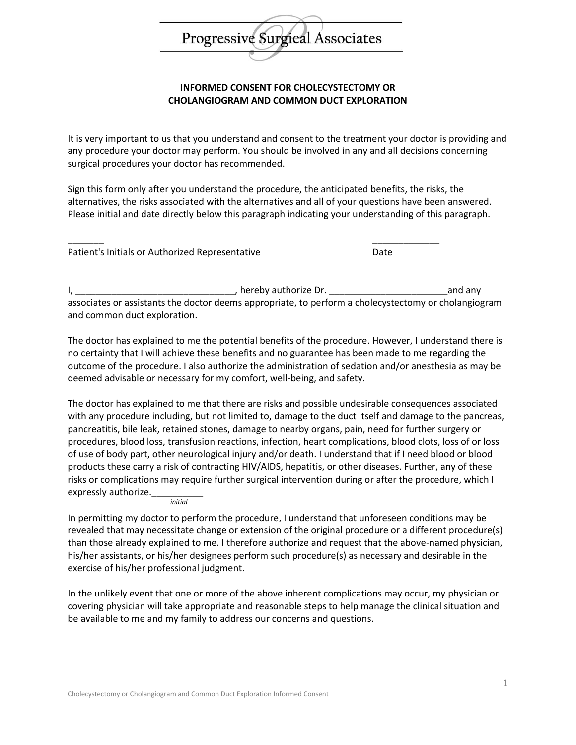# Progressive Surgical Associates

## INFORMED CONSENT FOR CHOLECYSTECTOMY OR CHOLANGIOGRAM AND COMMON DUCT EXPLORATION

It is very important to us that you understand and consent to the treatment your doctor is providing and any procedure your doctor may perform. You should be involved in any and all decisions concerning surgical procedures your doctor has recommended.

Sign this form only after you understand the procedure, the anticipated benefits, the risks, the alternatives, the risks associated with the alternatives and all of your questions have been answered. Please initial and date directly below this paragraph indicating your understanding of this paragraph.

_______ &nbsp;&nbsp;&nbsp;&nbsp;&nbsp;&nbsp;&nbsp;&nbsp;&nbsp;&nbsp;&nbsp;&nbsp;&nbsp;&nbsp;&nbsp;&nbsp;&nbsp;&nbsp;&nbsp;&nbsp;&nbsp;&nbsp;&nbsp;&nbsp;&nbsp;&nbsp;&nbsp;&nbsp;&nbsp;&nbsp; _____________
Patient's Initials or Authorized Representative &nbsp;&nbsp;&nbsp;&nbsp;&nbsp;&nbsp;&nbsp;&nbsp;&nbsp;&nbsp; Date

I, _______________________________, hereby authorize Dr. _______________________and any associates or assistants the doctor deems appropriate, to perform a cholecystectomy or cholangiogram and common duct exploration.

The doctor has explained to me the potential benefits of the procedure. However, I understand there is no certainty that I will achieve these benefits and no guarantee has been made to me regarding the outcome of the procedure. I also authorize the administration of sedation and/or anesthesia as may be deemed advisable or necessary for my comfort, well-being, and safety.

The doctor has explained to me that there are risks and possible undesirable consequences associated with any procedure including, but not limited to, damage to the duct itself and damage to the pancreas, pancreatitis, bile leak, retained stones, damage to nearby organs, pain, need for further surgery or procedures, blood loss, transfusion reactions, infection, heart complications, blood clots, loss of or loss of use of body part, other neurological injury and/or death. I understand that if I need blood or blood products these carry a risk of contracting HIV/AIDS, hepatitis, or other diseases. Further, any of these risks or complications may require further surgical intervention during or after the procedure, which I expressly authorize.__________
*initial*

In permitting my doctor to perform the procedure, I understand that unforeseen conditions may be revealed that may necessitate change or extension of the original procedure or a different procedure(s) than those already explained to me. I therefore authorize and request that the above-named physician, his/her assistants, or his/her designees perform such procedure(s) as necessary and desirable in the exercise of his/her professional judgment.

In the unlikely event that one or more of the above inherent complications may occur, my physician or covering physician will take appropriate and reasonable steps to help manage the clinical situation and be available to me and my family to address our concerns and questions.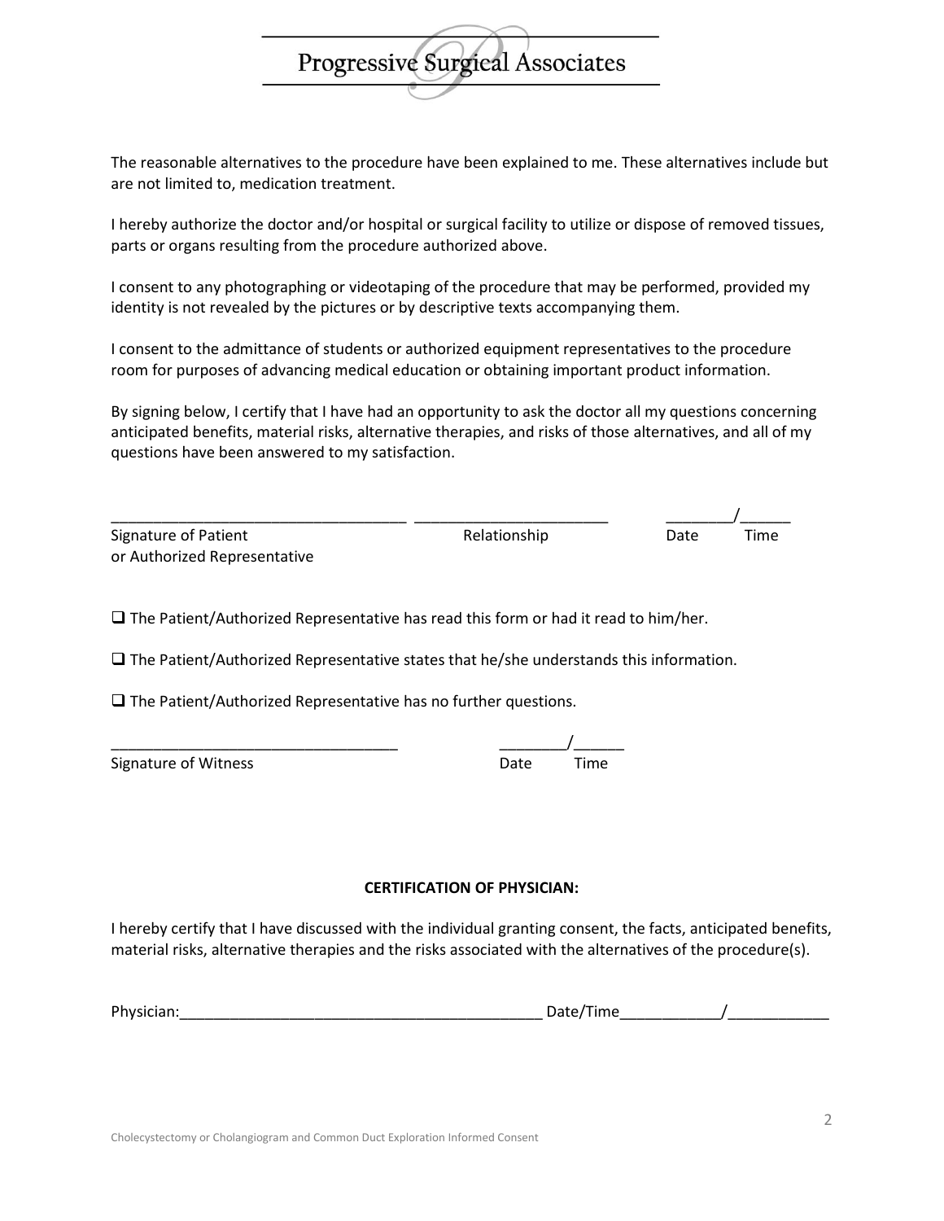The reasonable alternatives to the procedure have been explained to me. These alternatives include but are not limited to, medication treatment.

I hereby authorize the doctor and/or hospital or surgical facility to utilize or dispose of removed tissues, parts or organs resulting from the procedure authorized above.

I consent to any photographing or videotaping of the procedure that may be performed, provided my identity is not revealed by the pictures or by descriptive texts accompanying them.

I consent to the admittance of students or authorized equipment representatives to the procedure room for purposes of advancing medical education or obtaining important product information.

By signing below, I certify that I have had an opportunity to ask the doctor all my questions concerning anticipated benefits, material risks, alternative therapies, and risks of those alternatives, and all of my questions have been answered to my satisfaction.

___________________________________ _______________________ ________/______

Signature of Patient or Authorized Representative | Relationship | Date | Time

☐ The Patient/Authorized Representative has read this form or had it read to him/her.

☐ The Patient/Authorized Representative states that he/she understands this information.

☐ The Patient/Authorized Representative has no further questions.

__________________________________ ________/______

Signature of Witness | Date | Time

**CERTIFICATION OF PHYSICIAN:**

I hereby certify that I have discussed with the individual granting consent, the facts, anticipated benefits, material risks, alternative therapies and the risks associated with the alternatives of the procedure(s).

Physician:____________________________________________ Date/Time____________/____________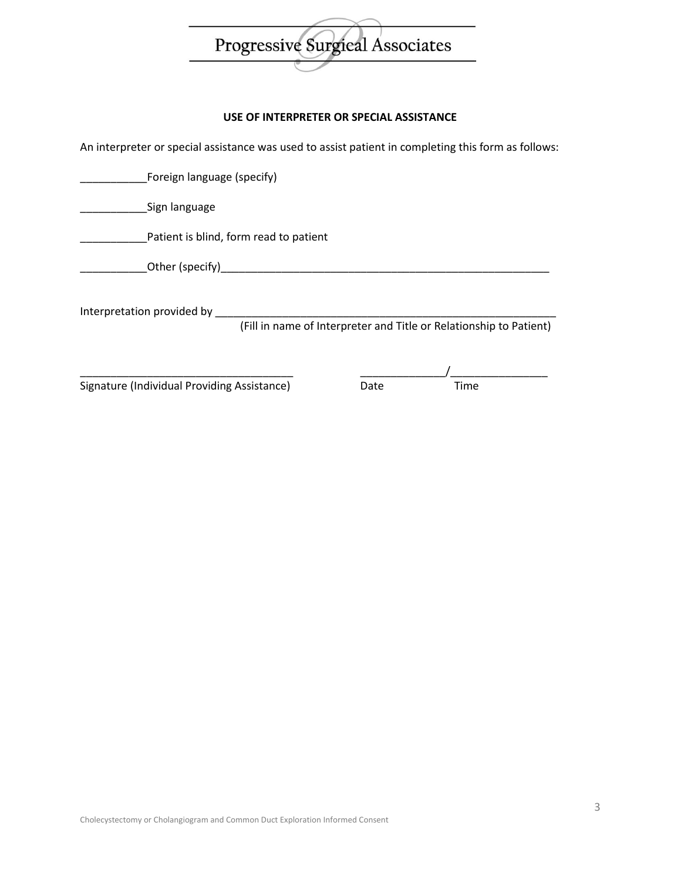Progressive Surgical Associates

**USE OF INTERPRETER OR SPECIAL ASSISTANCE**

An interpreter or special assistance was used to assist patient in completing this form as follows:

___________Foreign language (specify)

___________Sign language

___________Patient is blind, form read to patient

___________Other (specify)_________________________________________________________

Interpretation provided by _________________________________________________________
(Fill in name of Interpreter and Title or Relationship to Patient)

___________________________________ ______________/________________
Signature (Individual Providing Assistance) Date Time

Cholecystectomy or Cholangiogram and Common Duct Exploration Informed Consent